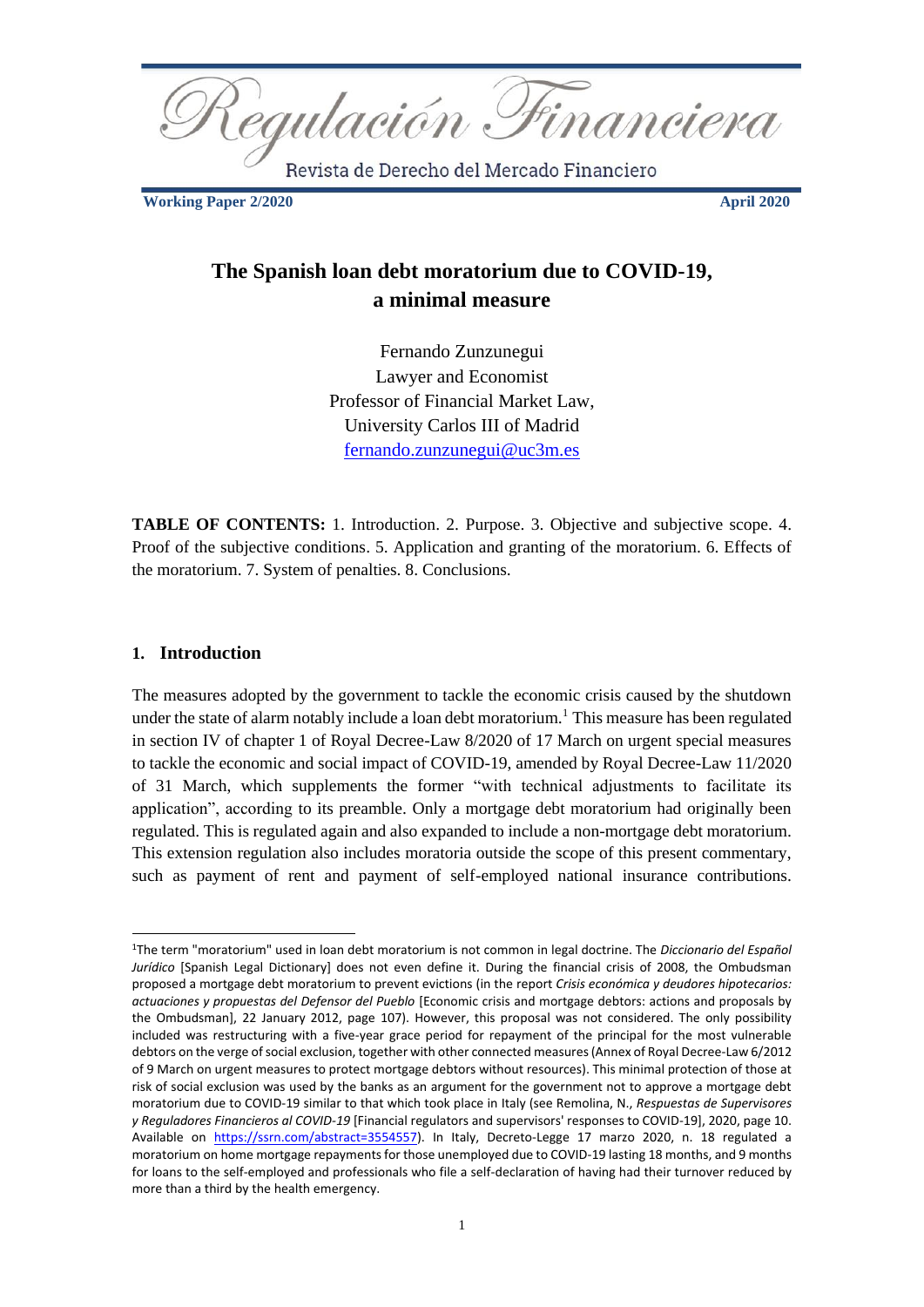Regulación Financiera

Revista de Derecho del Mercado Financiero

**Working Paper 2/2020** **April 2020**

# The Spanish loan debt moratorium due to COVID-19, a minimal measure

Fernando Zunzunegui
Lawyer and Economist
Professor of Financial Market Law,
University Carlos III of Madrid
fernando.zunzunegui@uc3m.es

**TABLE OF CONTENTS:** 1. Introduction. 2. Purpose. 3. Objective and subjective scope. 4. Proof of the subjective conditions. 5. Application and granting of the moratorium. 6. Effects of the moratorium. 7. System of penalties. 8. Conclusions.

## 1. Introduction

The measures adopted by the government to tackle the economic crisis caused by the shutdown under the state of alarm notably include a loan debt moratorium.[1] This measure has been regulated in section IV of chapter 1 of Royal Decree-Law 8/2020 of 17 March on urgent special measures to tackle the economic and social impact of COVID-19, amended by Royal Decree-Law 11/2020 of 31 March, which supplements the former "with technical adjustments to facilitate its application", according to its preamble. Only a mortgage debt moratorium had originally been regulated. This is regulated again and also expanded to include a non-mortgage debt moratorium. This extension regulation also includes moratoria outside the scope of this present commentary, such as payment of rent and payment of self-employed national insurance contributions.

---

[1]The term "moratorium" used in loan debt moratorium is not common in legal doctrine. The *Diccionario del Español Jurídico* [Spanish Legal Dictionary] does not even define it. During the financial crisis of 2008, the Ombudsman proposed a mortgage debt moratorium to prevent evictions (in the report *Crisis económica y deudores hipotecarios: actuaciones y propuestas del Defensor del Pueblo* [Economic crisis and mortgage debtors: actions and proposals by the Ombudsman], 22 January 2012, page 107). However, this proposal was not considered. The only possibility included was restructuring with a five-year grace period for repayment of the principal for the most vulnerable debtors on the verge of social exclusion, together with other connected measures (Annex of Royal Decree-Law 6/2012 of 9 March on urgent measures to protect mortgage debtors without resources). This minimal protection of those at risk of social exclusion was used by the banks as an argument for the government not to approve a mortgage debt moratorium due to COVID-19 similar to that which took place in Italy (see Remolina, N., *Respuestas de Supervisores y Reguladores Financieros al COVID-19* [Financial regulators and supervisors' responses to COVID-19], 2020, page 10. Available on https://ssrn.com/abstract=3554557). In Italy, Decreto-Legge 17 marzo 2020, n. 18 regulated a moratorium on home mortgage repayments for those unemployed due to COVID-19 lasting 18 months, and 9 months for loans to the self-employed and professionals who file a self-declaration of having had their turnover reduced by more than a third by the health emergency.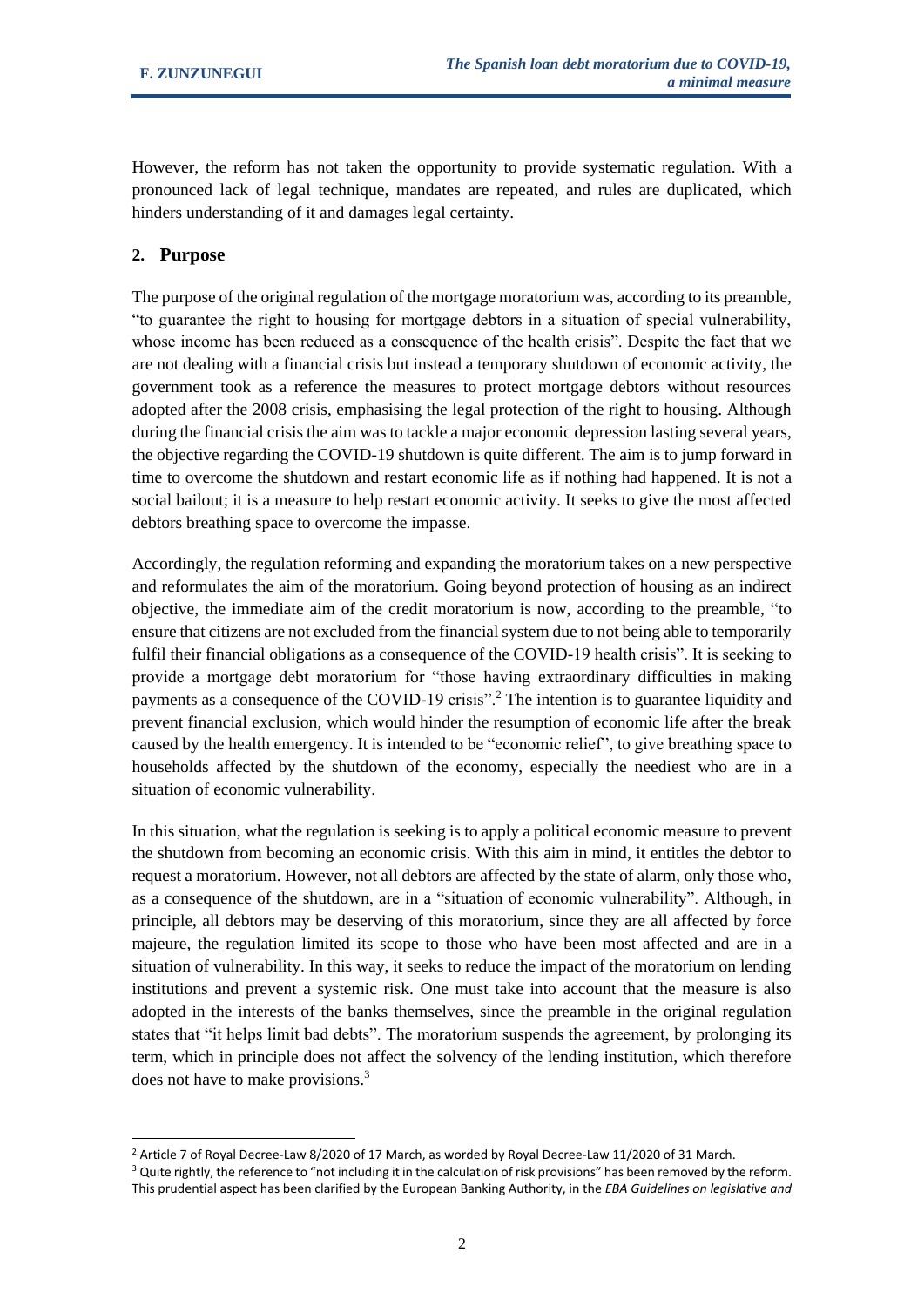However, the reform has not taken the opportunity to provide systematic regulation. With a pronounced lack of legal technique, mandates are repeated, and rules are duplicated, which hinders understanding of it and damages legal certainty.

## 2. Purpose

The purpose of the original regulation of the mortgage moratorium was, according to its preamble, "to guarantee the right to housing for mortgage debtors in a situation of special vulnerability, whose income has been reduced as a consequence of the health crisis". Despite the fact that we are not dealing with a financial crisis but instead a temporary shutdown of economic activity, the government took as a reference the measures to protect mortgage debtors without resources adopted after the 2008 crisis, emphasising the legal protection of the right to housing. Although during the financial crisis the aim was to tackle a major economic depression lasting several years, the objective regarding the COVID-19 shutdown is quite different. The aim is to jump forward in time to overcome the shutdown and restart economic life as if nothing had happened. It is not a social bailout; it is a measure to help restart economic activity. It seeks to give the most affected debtors breathing space to overcome the impasse.

Accordingly, the regulation reforming and expanding the moratorium takes on a new perspective and reformulates the aim of the moratorium. Going beyond protection of housing as an indirect objective, the immediate aim of the credit moratorium is now, according to the preamble, "to ensure that citizens are not excluded from the financial system due to not being able to temporarily fulfil their financial obligations as a consequence of the COVID-19 health crisis". It is seeking to provide a mortgage debt moratorium for "those having extraordinary difficulties in making payments as a consequence of the COVID-19 crisis".[2] The intention is to guarantee liquidity and prevent financial exclusion, which would hinder the resumption of economic life after the break caused by the health emergency. It is intended to be "economic relief", to give breathing space to households affected by the shutdown of the economy, especially the neediest who are in a situation of economic vulnerability.

In this situation, what the regulation is seeking is to apply a political economic measure to prevent the shutdown from becoming an economic crisis. With this aim in mind, it entitles the debtor to request a moratorium. However, not all debtors are affected by the state of alarm, only those who, as a consequence of the shutdown, are in a "situation of economic vulnerability". Although, in principle, all debtors may be deserving of this moratorium, since they are all affected by force majeure, the regulation limited its scope to those who have been most affected and are in a situation of vulnerability. In this way, it seeks to reduce the impact of the moratorium on lending institutions and prevent a systemic risk. One must take into account that the measure is also adopted in the interests of the banks themselves, since the preamble in the original regulation states that "it helps limit bad debts". The moratorium suspends the agreement, by prolonging its term, which in principle does not affect the solvency of the lending institution, which therefore does not have to make provisions.[3]

---

[2] Article 7 of Royal Decree-Law 8/2020 of 17 March, as worded by Royal Decree-Law 11/2020 of 31 March.

[3] Quite rightly, the reference to "not including it in the calculation of risk provisions" has been removed by the reform. This prudential aspect has been clarified by the European Banking Authority, in the *EBA Guidelines on legislative and*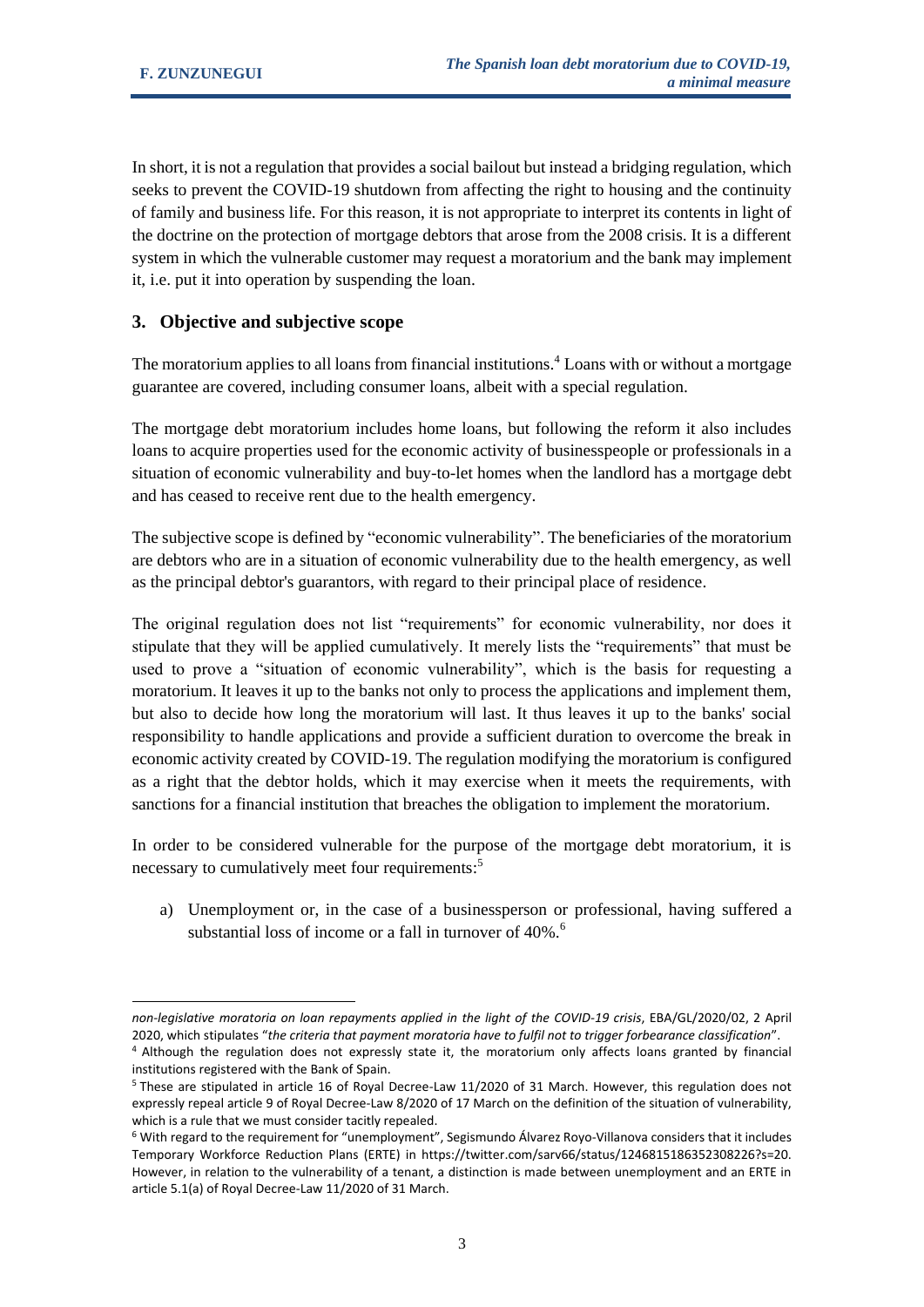In short, it is not a regulation that provides a social bailout but instead a bridging regulation, which seeks to prevent the COVID-19 shutdown from affecting the right to housing and the continuity of family and business life. For this reason, it is not appropriate to interpret its contents in light of the doctrine on the protection of mortgage debtors that arose from the 2008 crisis. It is a different system in which the vulnerable customer may request a moratorium and the bank may implement it, i.e. put it into operation by suspending the loan.

## 3. Objective and subjective scope

The moratorium applies to all loans from financial institutions.[4] Loans with or without a mortgage guarantee are covered, including consumer loans, albeit with a special regulation.

The mortgage debt moratorium includes home loans, but following the reform it also includes loans to acquire properties used for the economic activity of businesspeople or professionals in a situation of economic vulnerability and buy-to-let homes when the landlord has a mortgage debt and has ceased to receive rent due to the health emergency.

The subjective scope is defined by "economic vulnerability". The beneficiaries of the moratorium are debtors who are in a situation of economic vulnerability due to the health emergency, as well as the principal debtor's guarantors, with regard to their principal place of residence.

The original regulation does not list "requirements" for economic vulnerability, nor does it stipulate that they will be applied cumulatively. It merely lists the "requirements" that must be used to prove a "situation of economic vulnerability", which is the basis for requesting a moratorium. It leaves it up to the banks not only to process the applications and implement them, but also to decide how long the moratorium will last. It thus leaves it up to the banks' social responsibility to handle applications and provide a sufficient duration to overcome the break in economic activity created by COVID-19. The regulation modifying the moratorium is configured as a right that the debtor holds, which it may exercise when it meets the requirements, with sanctions for a financial institution that breaches the obligation to implement the moratorium.

In order to be considered vulnerable for the purpose of the mortgage debt moratorium, it is necessary to cumulatively meet four requirements:[5]

a) Unemployment or, in the case of a businessperson or professional, having suffered a substantial loss of income or a fall in turnover of 40%.[6]

---

*non-legislative moratoria on loan repayments applied in the light of the COVID-19 crisis*, EBA/GL/2020/02, 2 April 2020, which stipulates "*the criteria that payment moratoria have to fulfil not to trigger forbearance classification*".

[4] Although the regulation does not expressly state it, the moratorium only affects loans granted by financial institutions registered with the Bank of Spain.

[5] These are stipulated in article 16 of Royal Decree-Law 11/2020 of 31 March. However, this regulation does not expressly repeal article 9 of Royal Decree-Law 8/2020 of 17 March on the definition of the situation of vulnerability, which is a rule that we must consider tacitly repealed.

[6] With regard to the requirement for "unemployment", Segismundo Álvarez Royo-Villanova considers that it includes Temporary Workforce Reduction Plans (ERTE) in https://twitter.com/sarv66/status/1246815186352308226?s=20. However, in relation to the vulnerability of a tenant, a distinction is made between unemployment and an ERTE in article 5.1(a) of Royal Decree-Law 11/2020 of 31 March.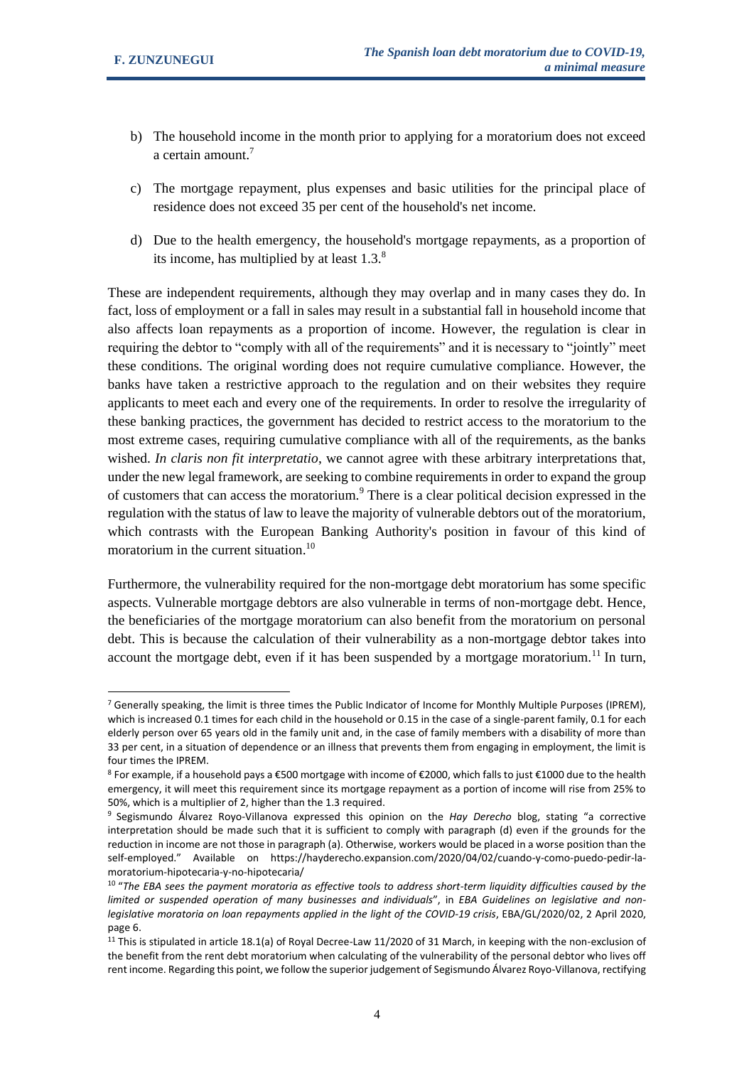b) The household income in the month prior to applying for a moratorium does not exceed a certain amount.[7]

c) The mortgage repayment, plus expenses and basic utilities for the principal place of residence does not exceed 35 per cent of the household's net income.

d) Due to the health emergency, the household's mortgage repayments, as a proportion of its income, has multiplied by at least 1.3.[8]

These are independent requirements, although they may overlap and in many cases they do. In fact, loss of employment or a fall in sales may result in a substantial fall in household income that also affects loan repayments as a proportion of income. However, the regulation is clear in requiring the debtor to "comply with all of the requirements" and it is necessary to "jointly" meet these conditions. The original wording does not require cumulative compliance. However, the banks have taken a restrictive approach to the regulation and on their websites they require applicants to meet each and every one of the requirements. In order to resolve the irregularity of these banking practices, the government has decided to restrict access to the moratorium to the most extreme cases, requiring cumulative compliance with all of the requirements, as the banks wished. *In claris non fit interpretatio*, we cannot agree with these arbitrary interpretations that, under the new legal framework, are seeking to combine requirements in order to expand the group of customers that can access the moratorium.[9] There is a clear political decision expressed in the regulation with the status of law to leave the majority of vulnerable debtors out of the moratorium, which contrasts with the European Banking Authority's position in favour of this kind of moratorium in the current situation.[10]

Furthermore, the vulnerability required for the non-mortgage debt moratorium has some specific aspects. Vulnerable mortgage debtors are also vulnerable in terms of non-mortgage debt. Hence, the beneficiaries of the mortgage moratorium can also benefit from the moratorium on personal debt. This is because the calculation of their vulnerability as a non-mortgage debtor takes into account the mortgage debt, even if it has been suspended by a mortgage moratorium.[11] In turn,

---

[7] Generally speaking, the limit is three times the Public Indicator of Income for Monthly Multiple Purposes (IPREM), which is increased 0.1 times for each child in the household or 0.15 in the case of a single-parent family, 0.1 for each elderly person over 65 years old in the family unit and, in the case of family members with a disability of more than 33 per cent, in a situation of dependence or an illness that prevents them from engaging in employment, the limit is four times the IPREM.

[8] For example, if a household pays a €500 mortgage with income of €2000, which falls to just €1000 due to the health emergency, it will meet this requirement since its mortgage repayment as a portion of income will rise from 25% to 50%, which is a multiplier of 2, higher than the 1.3 required.

[9] Segismundo Álvarez Royo-Villanova expressed this opinion on the *Hay Derecho* blog, stating "a corrective interpretation should be made such that it is sufficient to comply with paragraph (d) even if the grounds for the reduction in income are not those in paragraph (a). Otherwise, workers would be placed in a worse position than the self-employed." Available on https://hayderecho.expansion.com/2020/04/02/cuando-y-como-puedo-pedir-la-moratorium-hipotecaria-y-no-hipotecaria/

[10] "*The EBA sees the payment moratoria as effective tools to address short-term liquidity difficulties caused by the limited or suspended operation of many businesses and individuals*", in *EBA Guidelines on legislative and non-legislative moratoria on loan repayments applied in the light of the COVID-19 crisis*, EBA/GL/2020/02, 2 April 2020, page 6.

[11] This is stipulated in article 18.1(a) of Royal Decree-Law 11/2020 of 31 March, in keeping with the non-exclusion of the benefit from the rent debt moratorium when calculating of the vulnerability of the personal debtor who lives off rent income. Regarding this point, we follow the superior judgement of Segismundo Álvarez Royo-Villanova, rectifying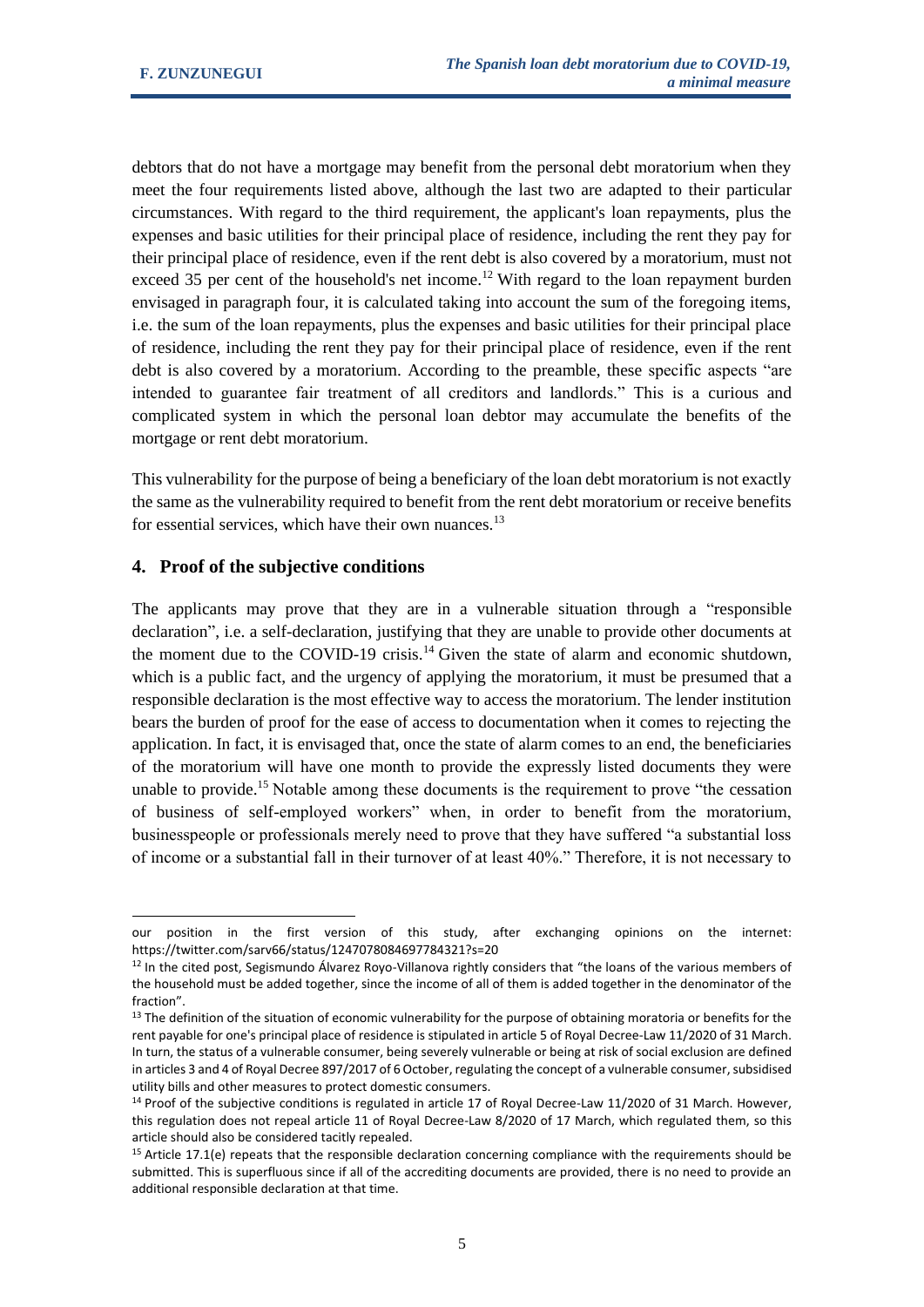debtors that do not have a mortgage may benefit from the personal debt moratorium when they meet the four requirements listed above, although the last two are adapted to their particular circumstances. With regard to the third requirement, the applicant's loan repayments, plus the expenses and basic utilities for their principal place of residence, including the rent they pay for their principal place of residence, even if the rent debt is also covered by a moratorium, must not exceed 35 per cent of the household's net income.[12] With regard to the loan repayment burden envisaged in paragraph four, it is calculated taking into account the sum of the foregoing items, i.e. the sum of the loan repayments, plus the expenses and basic utilities for their principal place of residence, including the rent they pay for their principal place of residence, even if the rent debt is also covered by a moratorium. According to the preamble, these specific aspects "are intended to guarantee fair treatment of all creditors and landlords." This is a curious and complicated system in which the personal loan debtor may accumulate the benefits of the mortgage or rent debt moratorium.

This vulnerability for the purpose of being a beneficiary of the loan debt moratorium is not exactly the same as the vulnerability required to benefit from the rent debt moratorium or receive benefits for essential services, which have their own nuances.[13]

## 4. Proof of the subjective conditions

The applicants may prove that they are in a vulnerable situation through a "responsible declaration", i.e. a self-declaration, justifying that they are unable to provide other documents at the moment due to the COVID-19 crisis.[14] Given the state of alarm and economic shutdown, which is a public fact, and the urgency of applying the moratorium, it must be presumed that a responsible declaration is the most effective way to access the moratorium. The lender institution bears the burden of proof for the ease of access to documentation when it comes to rejecting the application. In fact, it is envisaged that, once the state of alarm comes to an end, the beneficiaries of the moratorium will have one month to provide the expressly listed documents they were unable to provide.[15] Notable among these documents is the requirement to prove "the cessation of business of self-employed workers" when, in order to benefit from the moratorium, businesspeople or professionals merely need to prove that they have suffered "a substantial loss of income or a substantial fall in their turnover of at least 40%." Therefore, it is not necessary to

---

our position in the first version of this study, after exchanging opinions on the internet: https://twitter.com/sarv66/status/1247078084697784321?s=20

[12] In the cited post, Segismundo Álvarez Royo-Villanova rightly considers that "the loans of the various members of the household must be added together, since the income of all of them is added together in the denominator of the fraction".

[13] The definition of the situation of economic vulnerability for the purpose of obtaining moratoria or benefits for the rent payable for one's principal place of residence is stipulated in article 5 of Royal Decree-Law 11/2020 of 31 March. In turn, the status of a vulnerable consumer, being severely vulnerable or being at risk of social exclusion are defined in articles 3 and 4 of Royal Decree 897/2017 of 6 October, regulating the concept of a vulnerable consumer, subsidised utility bills and other measures to protect domestic consumers.

[14] Proof of the subjective conditions is regulated in article 17 of Royal Decree-Law 11/2020 of 31 March. However, this regulation does not repeal article 11 of Royal Decree-Law 8/2020 of 17 March, which regulated them, so this article should also be considered tacitly repealed.

[15] Article 17.1(e) repeats that the responsible declaration concerning compliance with the requirements should be submitted. This is superfluous since if all of the accrediting documents are provided, there is no need to provide an additional responsible declaration at that time.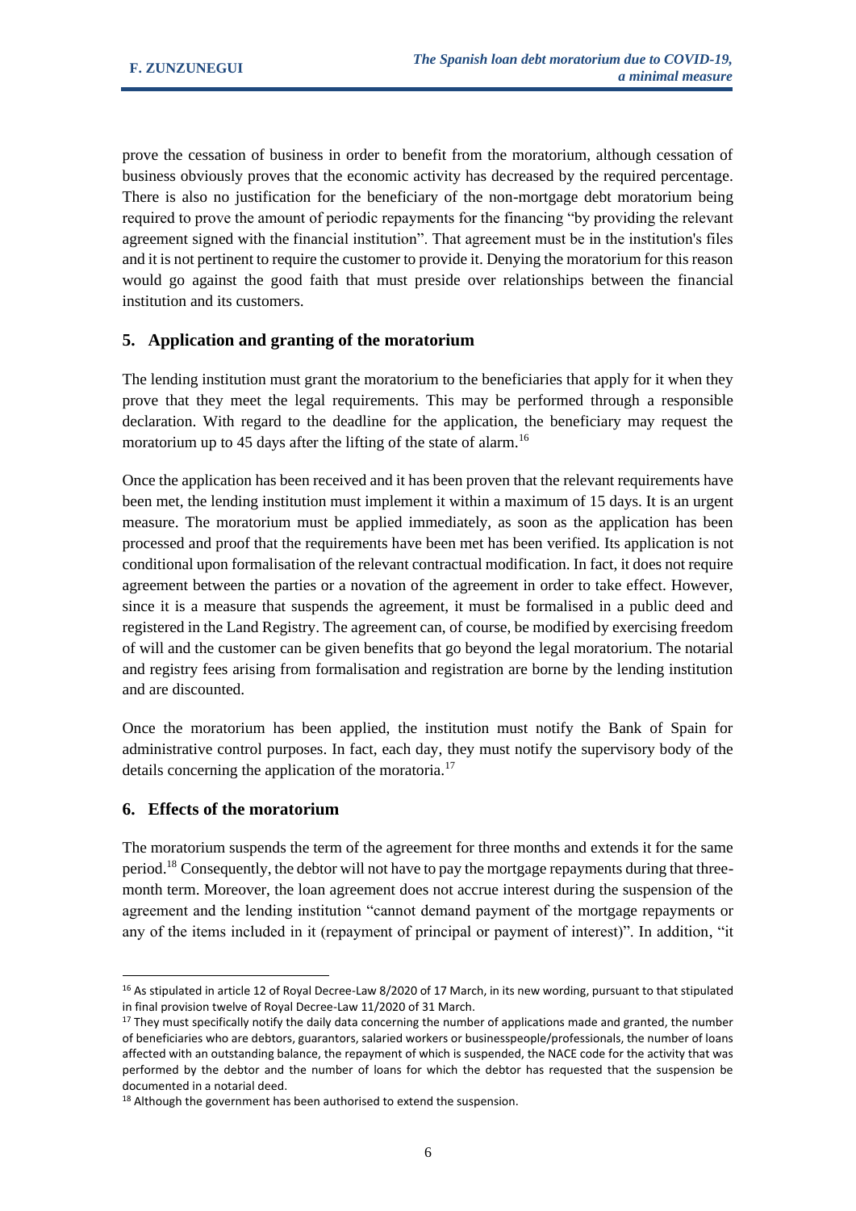prove the cessation of business in order to benefit from the moratorium, although cessation of business obviously proves that the economic activity has decreased by the required percentage. There is also no justification for the beneficiary of the non-mortgage debt moratorium being required to prove the amount of periodic repayments for the financing "by providing the relevant agreement signed with the financial institution". That agreement must be in the institution's files and it is not pertinent to require the customer to provide it. Denying the moratorium for this reason would go against the good faith that must preside over relationships between the financial institution and its customers.

## 5. Application and granting of the moratorium

The lending institution must grant the moratorium to the beneficiaries that apply for it when they prove that they meet the legal requirements. This may be performed through a responsible declaration. With regard to the deadline for the application, the beneficiary may request the moratorium up to 45 days after the lifting of the state of alarm.[16]

Once the application has been received and it has been proven that the relevant requirements have been met, the lending institution must implement it within a maximum of 15 days. It is an urgent measure. The moratorium must be applied immediately, as soon as the application has been processed and proof that the requirements have been met has been verified. Its application is not conditional upon formalisation of the relevant contractual modification. In fact, it does not require agreement between the parties or a novation of the agreement in order to take effect. However, since it is a measure that suspends the agreement, it must be formalised in a public deed and registered in the Land Registry. The agreement can, of course, be modified by exercising freedom of will and the customer can be given benefits that go beyond the legal moratorium. The notarial and registry fees arising from formalisation and registration are borne by the lending institution and are discounted.

Once the moratorium has been applied, the institution must notify the Bank of Spain for administrative control purposes. In fact, each day, they must notify the supervisory body of the details concerning the application of the moratoria.[17]

## 6. Effects of the moratorium

The moratorium suspends the term of the agreement for three months and extends it for the same period.[18] Consequently, the debtor will not have to pay the mortgage repayments during that three-month term. Moreover, the loan agreement does not accrue interest during the suspension of the agreement and the lending institution "cannot demand payment of the mortgage repayments or any of the items included in it (repayment of principal or payment of interest)". In addition, "it

---

[16] As stipulated in article 12 of Royal Decree-Law 8/2020 of 17 March, in its new wording, pursuant to that stipulated in final provision twelve of Royal Decree-Law 11/2020 of 31 March.

[17] They must specifically notify the daily data concerning the number of applications made and granted, the number of beneficiaries who are debtors, guarantors, salaried workers or businesspeople/professionals, the number of loans affected with an outstanding balance, the repayment of which is suspended, the NACE code for the activity that was performed by the debtor and the number of loans for which the debtor has requested that the suspension be documented in a notarial deed.

[18] Although the government has been authorised to extend the suspension.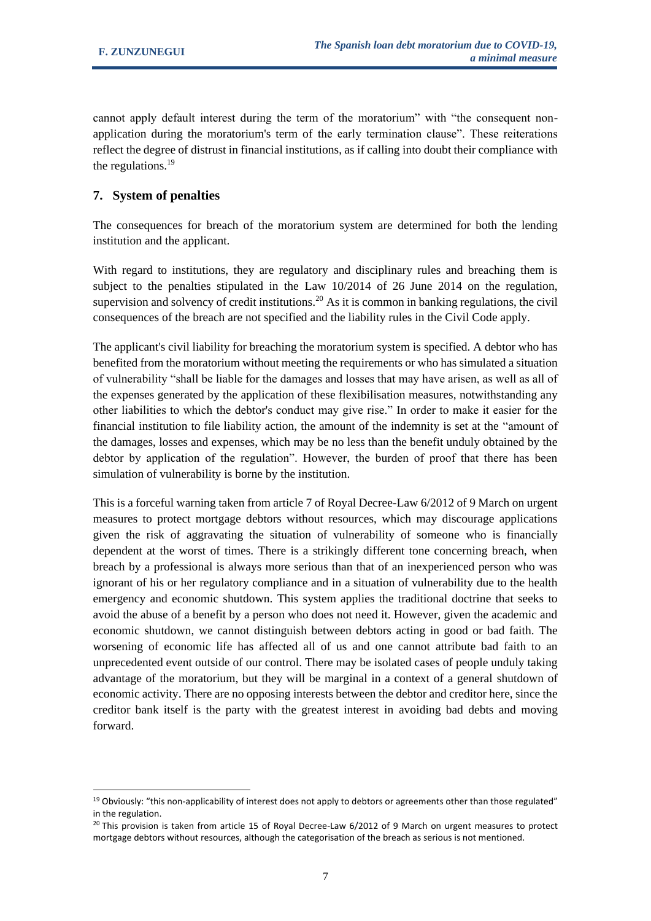cannot apply default interest during the term of the moratorium" with "the consequent non-application during the moratorium's term of the early termination clause". These reiterations reflect the degree of distrust in financial institutions, as if calling into doubt their compliance with the regulations.[19]

## 7. System of penalties

The consequences for breach of the moratorium system are determined for both the lending institution and the applicant.

With regard to institutions, they are regulatory and disciplinary rules and breaching them is subject to the penalties stipulated in the Law 10/2014 of 26 June 2014 on the regulation, supervision and solvency of credit institutions.[20] As it is common in banking regulations, the civil consequences of the breach are not specified and the liability rules in the Civil Code apply.

The applicant's civil liability for breaching the moratorium system is specified. A debtor who has benefited from the moratorium without meeting the requirements or who has simulated a situation of vulnerability "shall be liable for the damages and losses that may have arisen, as well as all of the expenses generated by the application of these flexibilisation measures, notwithstanding any other liabilities to which the debtor's conduct may give rise." In order to make it easier for the financial institution to file liability action, the amount of the indemnity is set at the "amount of the damages, losses and expenses, which may be no less than the benefit unduly obtained by the debtor by application of the regulation". However, the burden of proof that there has been simulation of vulnerability is borne by the institution.

This is a forceful warning taken from article 7 of Royal Decree-Law 6/2012 of 9 March on urgent measures to protect mortgage debtors without resources, which may discourage applications given the risk of aggravating the situation of vulnerability of someone who is financially dependent at the worst of times. There is a strikingly different tone concerning breach, when breach by a professional is always more serious than that of an inexperienced person who was ignorant of his or her regulatory compliance and in a situation of vulnerability due to the health emergency and economic shutdown. This system applies the traditional doctrine that seeks to avoid the abuse of a benefit by a person who does not need it. However, given the academic and economic shutdown, we cannot distinguish between debtors acting in good or bad faith. The worsening of economic life has affected all of us and one cannot attribute bad faith to an unprecedented event outside of our control. There may be isolated cases of people unduly taking advantage of the moratorium, but they will be marginal in a context of a general shutdown of economic activity. There are no opposing interests between the debtor and creditor here, since the creditor bank itself is the party with the greatest interest in avoiding bad debts and moving forward.

---

[19] Obviously: "this non-applicability of interest does not apply to debtors or agreements other than those regulated" in the regulation.

[20] This provision is taken from article 15 of Royal Decree-Law 6/2012 of 9 March on urgent measures to protect mortgage debtors without resources, although the categorisation of the breach as serious is not mentioned.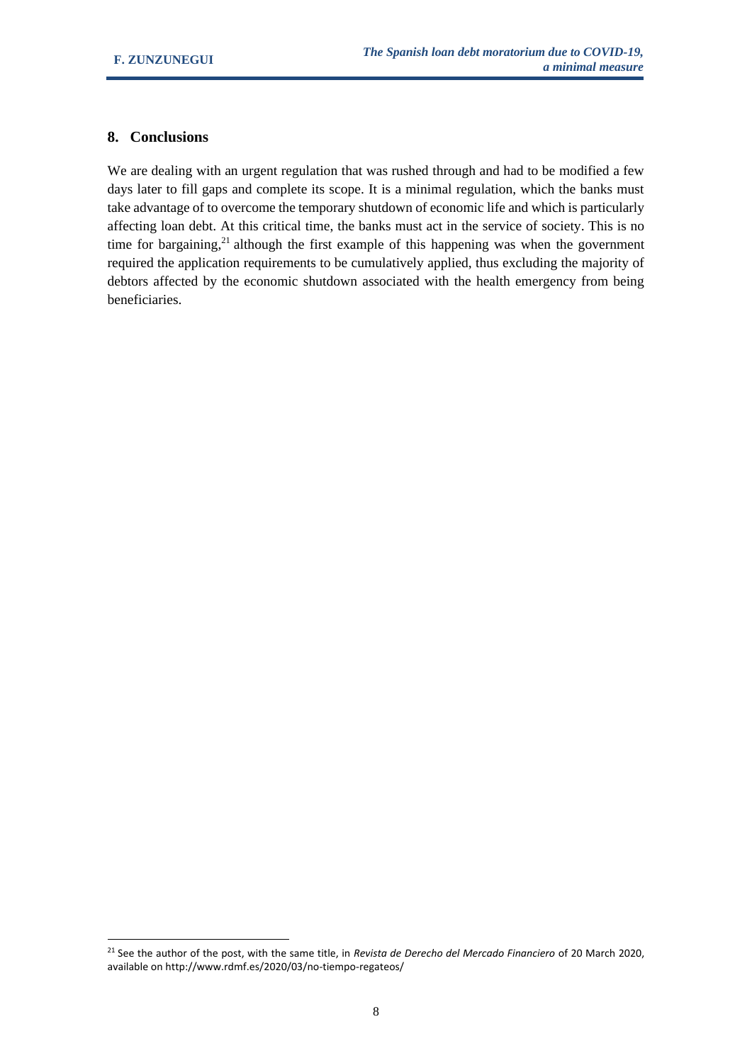## 8. Conclusions

We are dealing with an urgent regulation that was rushed through and had to be modified a few days later to fill gaps and complete its scope. It is a minimal regulation, which the banks must take advantage of to overcome the temporary shutdown of economic life and which is particularly affecting loan debt. At this critical time, the banks must act in the service of society. This is no time for bargaining,[21] although the first example of this happening was when the government required the application requirements to be cumulatively applied, thus excluding the majority of debtors affected by the economic shutdown associated with the health emergency from being beneficiaries.

---

[21] See the author of the post, with the same title, in *Revista de Derecho del Mercado Financiero* of 20 March 2020, available on http://www.rdmf.es/2020/03/no-tiempo-regateos/